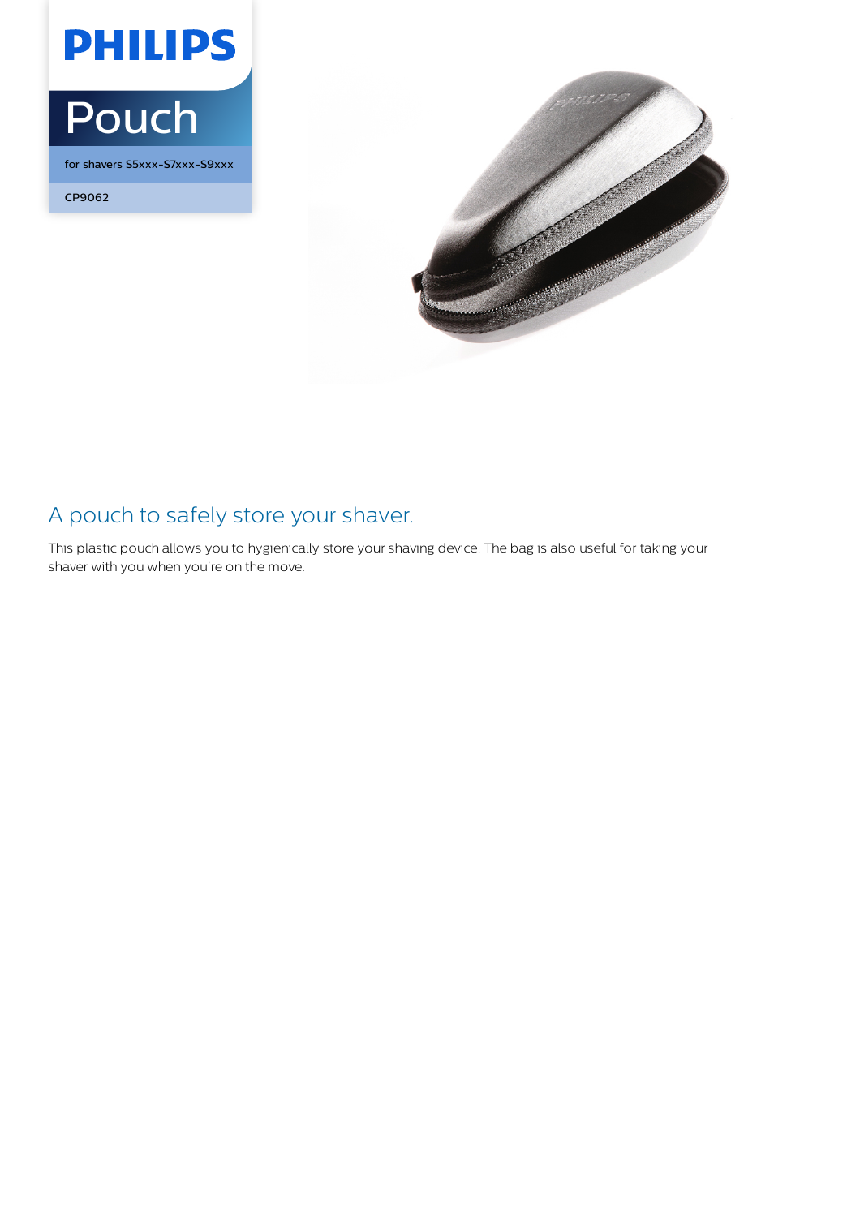PHILIPS

# Pouch

for shavers S5xxx-S7xxx-S9xxx

CP9062

## A pouch to safely store your shaver.

This plastic pouch allows you to hygienically store your shaving device. The bag is also useful for taking your shaver with you when you're on the move.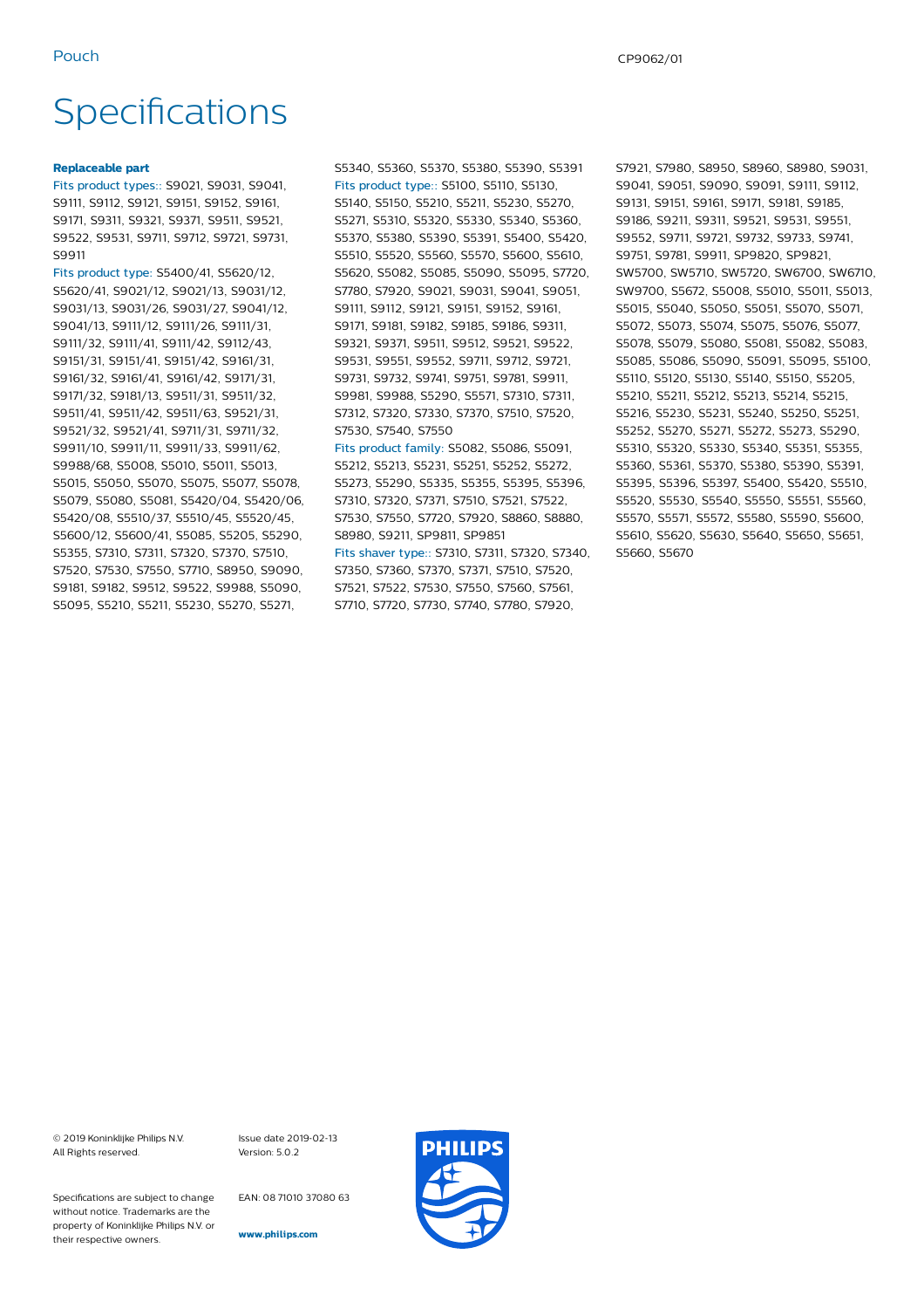# Specifications

**Replaceable part**

Fits product types:: S9021, S9031, S9041, S9111, S9112, S9121, S9151, S9152, S9161, S9171, S9311, S9321, S9371, S9511, S9521, S9522, S9531, S9711, S9712, S9721, S9731, S9911

Fits product type: S5400/41, S5620/12, S5620/41, S9021/12, S9021/13, S9031/12, S9031/13, S9031/26, S9031/27, S9041/12, S9041/13, S9111/12, S9111/26, S9111/31, S9111/32, S9111/41, S9111/42, S9112/43, S9151/31, S9151/41, S9151/42, S9161/31, S9161/32, S9161/41, S9161/42, S9171/31, S9171/32, S9181/13, S9511/31, S9511/32, S9511/41, S9511/42, S9511/63, S9521/31, S9521/32, S9521/41, S9711/31, S9711/32, S9911/10, S9911/11, S9911/33, S9911/62, S9988/68, S5008, S5010, S5011, S5013, S5015, S5050, S5070, S5075, S5077, S5078, S5079, S5080, S5081, S5420/04, S5420/06, S5420/08, S5510/37, S5510/45, S5520/45, S5600/12, S5600/41, S5085, S5205, S5290, S5355, S7310, S7311, S7320, S7370, S7510, S7520, S7530, S7550, S7710, S8950, S9090, S9181, S9182, S9512, S9522, S9988, S5090, S5095, S5210, S5211, S5230, S5270, S5271, S5340, S5360, S5370, S5380, S5390, S5391

Fits product type:: S5100, S5110, S5130, S5140, S5150, S5210, S5211, S5230, S5270, S5271, S5310, S5320, S5330, S5340, S5360, S5370, S5380, S5390, S5391, S5400, S5420, S5510, S5520, S5560, S5570, S5600, S5610, S5620, S5082, S5085, S5090, S5095, S7720, S7780, S7920, S9021, S9031, S9041, S9051, S9111, S9112, S9121, S9151, S9152, S9161, S9171, S9181, S9182, S9185, S9186, S9311, S9321, S9371, S9511, S9512, S9521, S9522, S9531, S9551, S9552, S9711, S9712, S9721, S9731, S9732, S9741, S9751, S9781, S9911, S9981, S9988, S5290, S5571, S7310, S7311, S7312, S7320, S7330, S7370, S7510, S7520, S7530, S7540, S7550

Fits product family: S5082, S5086, S5091, S5212, S5213, S5231, S5251, S5252, S5272, S5273, S5290, S5335, S5355, S5395, S5396, S7310, S7320, S7371, S7510, S7521, S7522, S7530, S7550, S7720, S7920, S8860, S8880, S8980, S9211, SP9811, SP9851

Fits shaver type:: S7310, S7311, S7320, S7340, S7350, S7360, S7370, S7371, S7510, S7520, S7521, S7522, S7530, S7550, S7560, S7561, S7710, S7720, S7730, S7740, S7780, S7920, S7921, S7980, S8950, S8960, S8980, S9031, S9041, S9051, S9090, S9091, S9111, S9112, S9131, S9151, S9161, S9171, S9181, S9185, S9186, S9211, S9311, S9521, S9531, S9551, S9552, S9711, S9721, S9732, S9733, S9741, S9751, S9781, S9911, SP9820, SP9821, SW5700, SW5710, SW5720, SW6700, SW6710, SW9700, S5672, S5008, S5010, S5011, S5013, S5015, S5040, S5050, S5051, S5070, S5071, S5072, S5073, S5074, S5075, S5076, S5077, S5078, S5079, S5080, S5081, S5082, S5083, S5085, S5086, S5090, S5091, S5095, S5100, S5110, S5120, S5130, S5140, S5150, S5205, S5210, S5211, S5212, S5213, S5214, S5215, S5216, S5230, S5231, S5240, S5250, S5251, S5252, S5270, S5271, S5272, S5273, S5290, S5310, S5320, S5330, S5340, S5351, S5355, S5360, S5361, S5370, S5380, S5390, S5391, S5395, S5396, S5397, S5400, S5420, S5510, S5520, S5530, S5540, S5550, S5551, S5560, S5570, S5571, S5572, S5580, S5590, S5600, S5610, S5620, S5630, S5640, S5650, S5651, S5660, S5670

© 2019 Koninklijke Philips N.V.
All Rights reserved.

Specifications are subject to change without notice. Trademarks are the property of Koninklijke Philips N.V. or their respective owners.

Issue date 2019-02-13
Version: 5.0.2

EAN: 08 71010 37080 63

**www.philips.com**